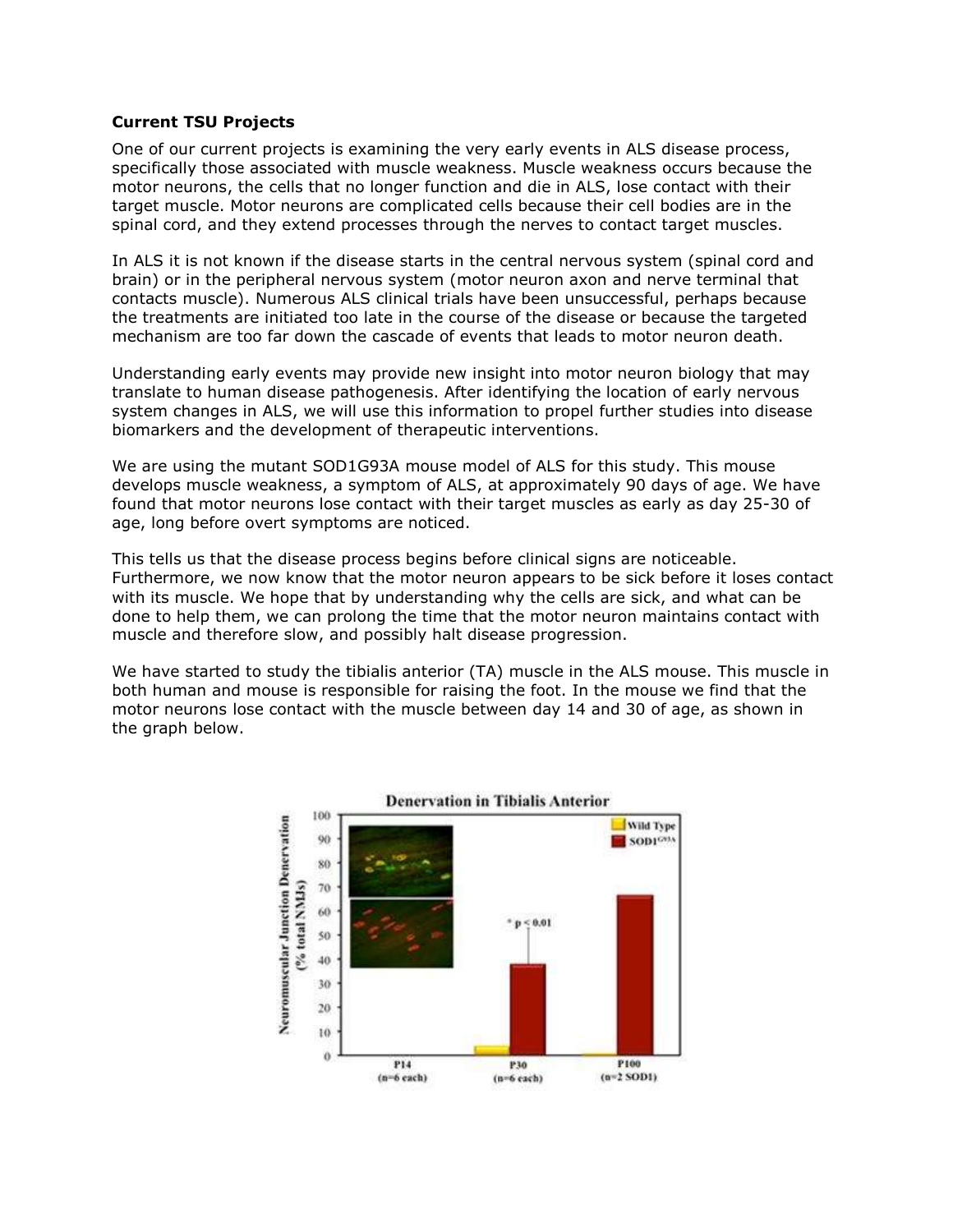### Current TSU Projects

One of our current projects is examining the very early events in ALS disease process, specifically those associated with muscle weakness. Muscle weakness occurs because the motor neurons, the cells that no longer function and die in ALS, lose contact with their target muscle. Motor neurons are complicated cells because their cell bodies are in the spinal cord, and they extend processes through the nerves to contact target muscles.

In ALS it is not known if the disease starts in the central nervous system (spinal cord and brain) or in the peripheral nervous system (motor neuron axon and nerve terminal that contacts muscle). Numerous ALS clinical trials have been unsuccessful, perhaps because the treatments are initiated too late in the course of the disease or because the targeted mechanism are too far down the cascade of events that leads to motor neuron death.

Understanding early events may provide new insight into motor neuron biology that may translate to human disease pathogenesis. After identifying the location of early nervous system changes in ALS, we will use this information to propel further studies into disease biomarkers and the development of therapeutic interventions.

We are using the mutant SOD1G93A mouse model of ALS for this study. This mouse develops muscle weakness, a symptom of ALS, at approximately 90 days of age. We have found that motor neurons lose contact with their target muscles as early as day 25-30 of age, long before overt symptoms are noticed.

This tells us that the disease process begins before clinical signs are noticeable. Furthermore, we now know that the motor neuron appears to be sick before it loses contact with its muscle. We hope that by understanding why the cells are sick, and what can be done to help them, we can prolong the time that the motor neuron maintains contact with muscle and therefore slow, and possibly halt disease progression.

We have started to study the tibialis anterior (TA) muscle in the ALS mouse. This muscle in both human and mouse is responsible for raising the foot. In the mouse we find that the motor neurons lose contact with the muscle between day 14 and 30 of age, as shown in the graph below.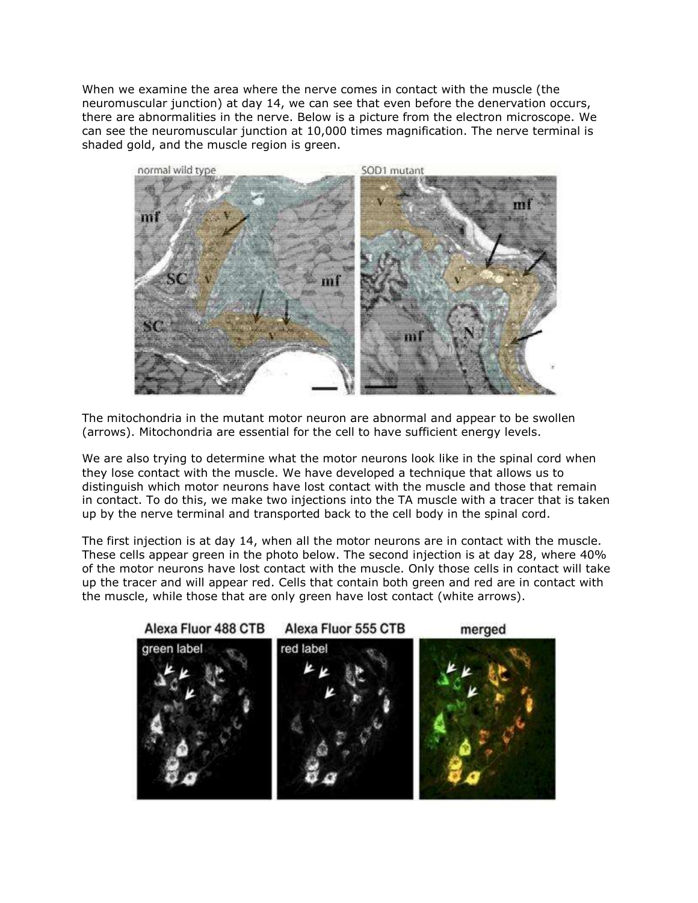When we examine the area where the nerve comes in contact with the muscle (the neuromuscular junction) at day 14, we can see that even before the denervation occurs, there are abnormalities in the nerve. Below is a picture from the electron microscope. We can see the neuromuscular junction at 10,000 times magnification. The nerve terminal is shaded gold, and the muscle region is green.

The mitochondria in the mutant motor neuron are abnormal and appear to be swollen (arrows). Mitochondria are essential for the cell to have sufficient energy levels.

We are also trying to determine what the motor neurons look like in the spinal cord when they lose contact with the muscle. We have developed a technique that allows us to distinguish which motor neurons have lost contact with the muscle and those that remain in contact. To do this, we make two injections into the TA muscle with a tracer that is taken up by the nerve terminal and transported back to the cell body in the spinal cord.

The first injection is at day 14, when all the motor neurons are in contact with the muscle. These cells appear green in the photo below. The second injection is at day 28, where 40% of the motor neurons have lost contact with the muscle. Only those cells in contact will take up the tracer and will appear red. Cells that contain both green and red are in contact with the muscle, while those that are only green have lost contact (white arrows).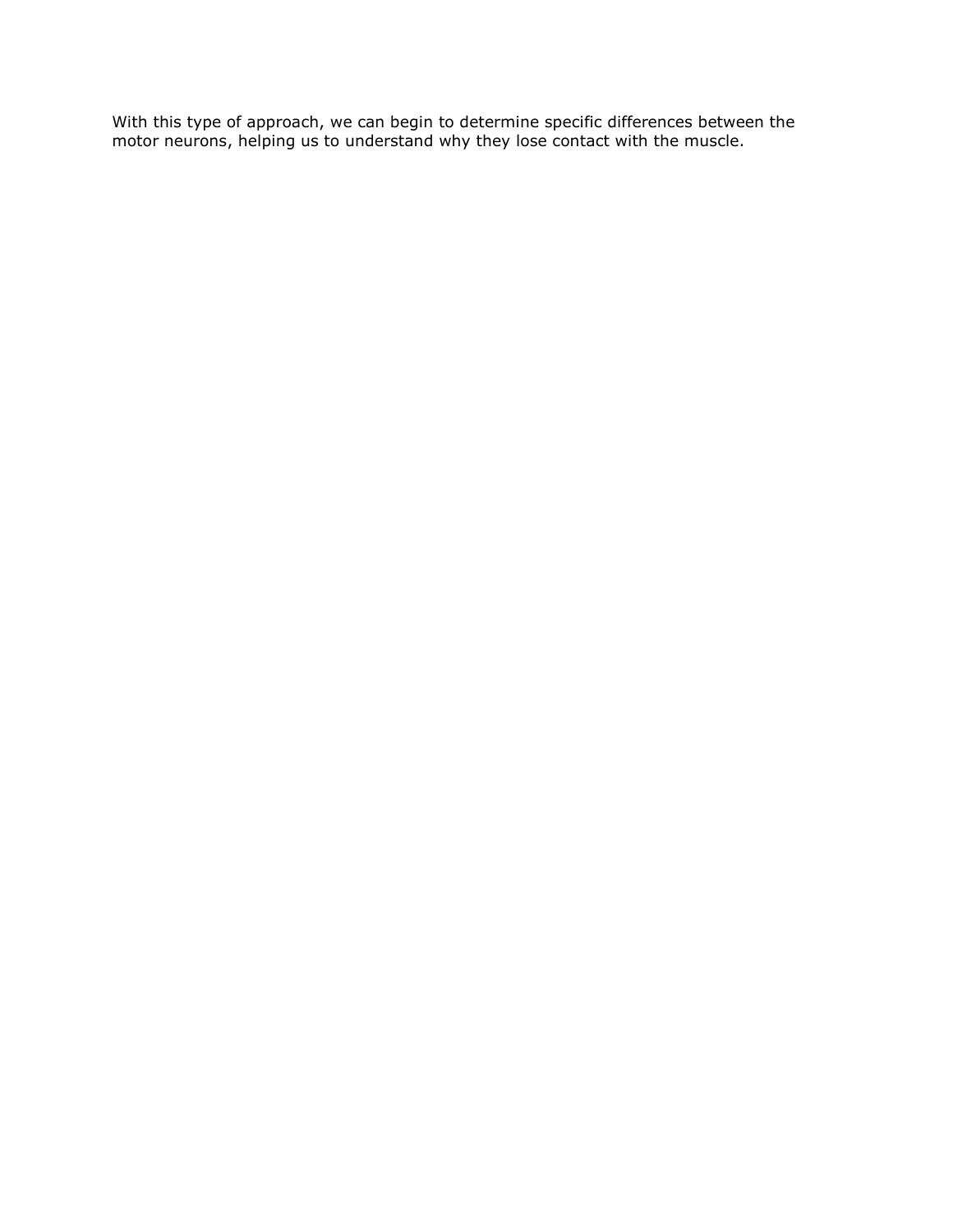With this type of approach, we can begin to determine specific differences between the motor neurons, helping us to understand why they lose contact with the muscle.